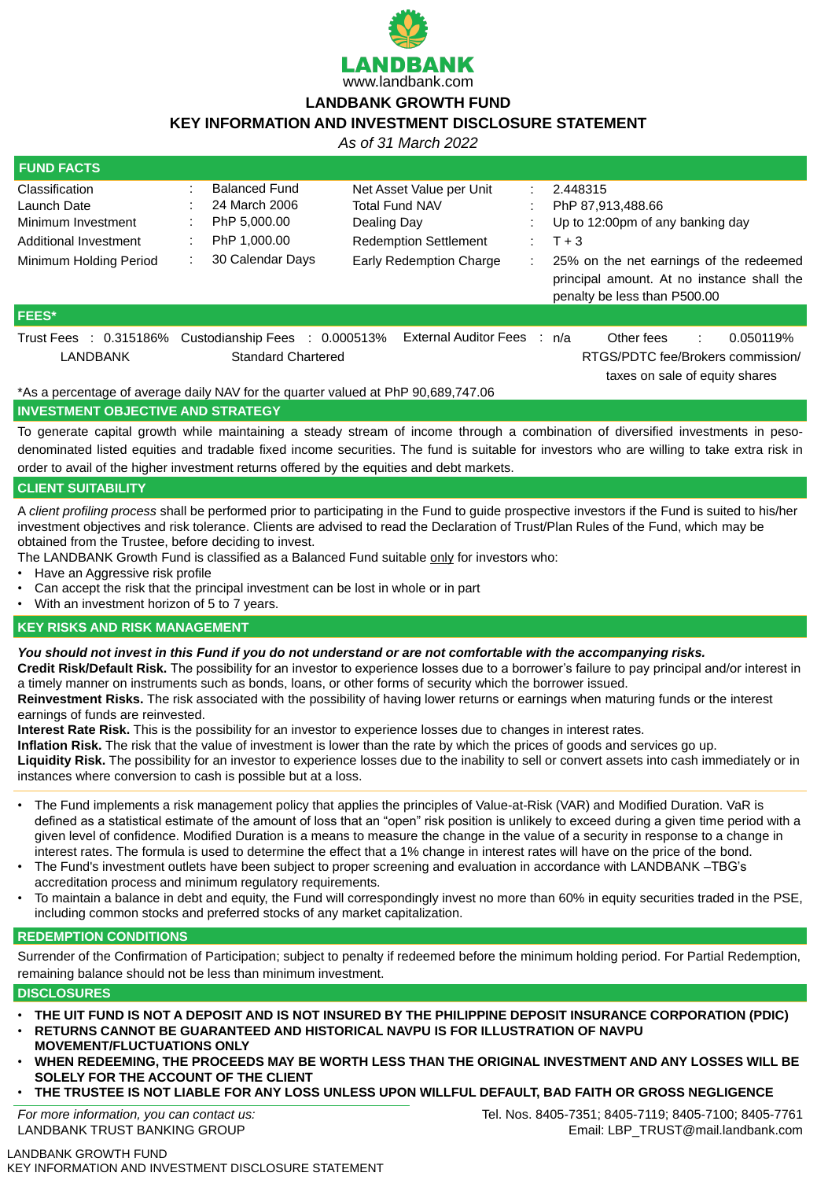LANDBANK

www.landbank.com

# LANDBANK GROWTH FUND

## KEY INFORMATION AND INVESTMENT DISCLOSURE STATEMENT

*As of 31 March 2022*

## FUND FACTS

| | | | | | |
|---|---|---|---|---|---|
| Classification | : | Balanced Fund | Net Asset Value per Unit | : | 2.448315 |
| Launch Date | : | 24 March 2006 | Total Fund NAV | : | PhP 87,913,488.66 |
| Minimum Investment | : | PhP 5,000.00 | Dealing Day | : | Up to 12:00pm of any banking day |
| Additional Investment | : | PhP 1,000.00 | Redemption Settlement | : | T + 3 |
| Minimum Holding Period | : | 30 Calendar Days | Early Redemption Charge | : | 25% on the net earnings of the redeemed principal amount. At no instance shall the penalty be less than P500.00 |

## FEES*

| Trust Fees | Custodianship Fees | External Auditor Fees | Other fees |
|---|---|---|---|
| 0.315186% | 0.000513% | n/a | 0.050119% |
| LANDBANK | Standard Chartered | | RTGS/PDTC fee/Brokers commission/ taxes on sale of equity shares |

*As a percentage of average daily NAV for the quarter valued at PhP 90,689,747.06

## INVESTMENT OBJECTIVE AND STRATEGY

To generate capital growth while maintaining a steady stream of income through a combination of diversified investments in peso-denominated listed equities and tradable fixed income securities. The fund is suitable for investors who are willing to take extra risk in order to avail of the higher investment returns offered by the equities and debt markets.

## CLIENT SUITABILITY

A *client profiling process* shall be performed prior to participating in the Fund to guide prospective investors if the Fund is suited to his/her investment objectives and risk tolerance. Clients are advised to read the Declaration of Trust/Plan Rules of the Fund, which may be obtained from the Trustee, before deciding to invest.

The LANDBANK Growth Fund is classified as a Balanced Fund suitable only for investors who:

- Have an Aggressive risk profile
- Can accept the risk that the principal investment can be lost in whole or in part
- With an investment horizon of 5 to 7 years.

## KEY RISKS AND RISK MANAGEMENT

***You should not invest in this Fund if you do not understand or are not comfortable with the accompanying risks.***

**Credit Risk/Default Risk.** The possibility for an investor to experience losses due to a borrower's failure to pay principal and/or interest in a timely manner on instruments such as bonds, loans, or other forms of security which the borrower issued.

**Reinvestment Risks.** The risk associated with the possibility of having lower returns or earnings when maturing funds or the interest earnings of funds are reinvested.

**Interest Rate Risk.** This is the possibility for an investor to experience losses due to changes in interest rates.

**Inflation Risk.** The risk that the value of investment is lower than the rate by which the prices of goods and services go up.

**Liquidity Risk.** The possibility for an investor to experience losses due to the inability to sell or convert assets into cash immediately or in instances where conversion to cash is possible but at a loss.

- The Fund implements a risk management policy that applies the principles of Value-at-Risk (VAR) and Modified Duration. VaR is defined as a statistical estimate of the amount of loss that an "open" risk position is unlikely to exceed during a given time period with a given level of confidence. Modified Duration is a means to measure the change in the value of a security in response to a change in interest rates. The formula is used to determine the effect that a 1% change in interest rates will have on the price of the bond.
- The Fund's investment outlets have been subject to proper screening and evaluation in accordance with LANDBANK –TBG's accreditation process and minimum regulatory requirements.
- To maintain a balance in debt and equity, the Fund will correspondingly invest no more than 60% in equity securities traded in the PSE, including common stocks and preferred stocks of any market capitalization.

## REDEMPTION CONDITIONS

Surrender of the Confirmation of Participation; subject to penalty if redeemed before the minimum holding period. For Partial Redemption, remaining balance should not be less than minimum investment.

## DISCLOSURES

- **THE UIT FUND IS NOT A DEPOSIT AND IS NOT INSURED BY THE PHILIPPINE DEPOSIT INSURANCE CORPORATION (PDIC)**
- **RETURNS CANNOT BE GUARANTEED AND HISTORICAL NAVPU IS FOR ILLUSTRATION OF NAVPU MOVEMENT/FLUCTUATIONS ONLY**
- **WHEN REDEEMING, THE PROCEEDS MAY BE WORTH LESS THAN THE ORIGINAL INVESTMENT AND ANY LOSSES WILL BE SOLELY FOR THE ACCOUNT OF THE CLIENT**
- **THE TRUSTEE IS NOT LIABLE FOR ANY LOSS UNLESS UPON WILLFUL DEFAULT, BAD FAITH OR GROSS NEGLIGENCE**

*For more information, you can contact us:*
LANDBANK TRUST BANKING GROUP

Tel. Nos. 8405-7351; 8405-7119; 8405-7100; 8405-7761
Email: LBP_TRUST@mail.landbank.com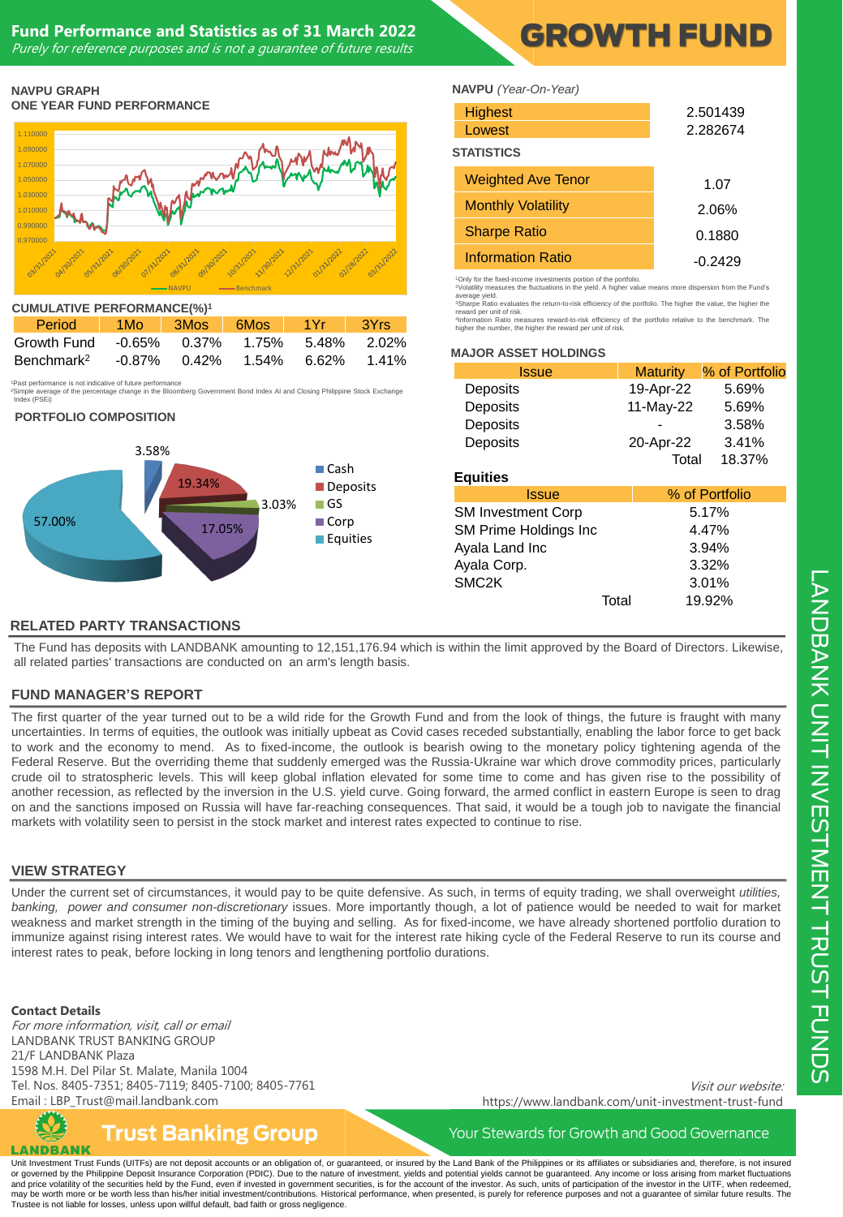# GROWTH FUND

## Fund Performance and Statistics as of 31 March 2022

*Purely for reference purposes and is not a guarantee of future results*

### NAVPU GRAPH
### ONE YEAR FUND PERFORMANCE

1.110000
1.090000
1.070000
1.050000
1.030000
1.010000
0.990000
0.970000

03/31/2021 04/30/2021 05/31/2021 06/30/2021 07/31/2021 08/31/2021 09/30/2021 10/31/2021 11/30/2021 12/31/2021 01/31/2022 02/28/2022 03/31/2022

NAVPU — Benchmark

### CUMULATIVE PERFORMANCE(%)[1]

| Period | 1Mo | 3Mos | 6Mos | 1Yr | 3Yrs |
|---|---|---|---|---|---|
| Growth Fund | -0.65% | 0.37% | 1.75% | 5.48% | 2.02% |
| Benchmark[2] | -0.87% | 0.42% | 1.54% | 6.62% | 1.41% |

[1]Past performance is not indicative of future performance
[2]Simple average of the percentage change in the Bloomberg Government Bond Index AI and Closing Philippine Stock Exchange Index (PSEi)

### PORTFOLIO COMPOSITION

3.58%
19.34%
3.03%
17.05%
57.00%

Cash
Deposits
GS
Corp
Equities

### NAVPU *(Year-On-Year)*

| | |
|---|---|
| Highest | 2.501439 |
| Lowest | 2.282674 |

### STATISTICS

| | |
|---|---|
| Weighted Ave Tenor | 1.07 |
| Monthly Volatility | 2.06% |
| Sharpe Ratio | 0.1880 |
| Information Ratio | -0.2429 |

[1]Only for the fixed-income investments portion of the portfolio.
[2]Volatility measures the fluctuations in the yield. A higher value means more dispersion from the Fund's average yield.
[3]Sharpe Ratio evaluates the return-to-risk efficiency of the portfolio. The higher the value, the higher the reward per unit of risk.
[4]Information Ratio measures reward-to-risk efficiency of the portfolio relative to the benchmark. The higher the number, the higher the reward per unit of risk.

### MAJOR ASSET HOLDINGS

| Issue | Maturity | % of Portfolio |
|---|---|---|
| Deposits | 19-Apr-22 | 5.69% |
| Deposits | 11-May-22 | 5.69% |
| Deposits | - | 3.58% |
| Deposits | 20-Apr-22 | 3.41% |
| | Total | 18.37% |

**Equities**

| Issue | % of Portfolio |
|---|---|
| SM Investment Corp | 5.17% |
| SM Prime Holdings Inc | 4.47% |
| Ayala Land Inc | 3.94% |
| Ayala Corp. | 3.32% |
| SMC2K | 3.01% |
| Total | 19.92% |

### RELATED PARTY TRANSACTIONS

The Fund has deposits with LANDBANK amounting to 12,151,176.94 which is within the limit approved by the Board of Directors. Likewise, all related parties' transactions are conducted on an arm's length basis.

### FUND MANAGER'S REPORT

The first quarter of the year turned out to be a wild ride for the Growth Fund and from the look of things, the future is fraught with many uncertainties. In terms of equities, the outlook was initially upbeat as Covid cases receded substantially, enabling the labor force to get back to work and the economy to mend. As to fixed-income, the outlook is bearish owing to the monetary policy tightening agenda of the Federal Reserve. But the overriding theme that suddenly emerged was the Russia-Ukraine war which drove commodity prices, particularly crude oil to stratospheric levels. This will keep global inflation elevated for some time to come and has given rise to the possibility of another recession, as reflected by the inversion in the U.S. yield curve. Going forward, the armed conflict in eastern Europe is seen to drag on and the sanctions imposed on Russia will have far-reaching consequences. That said, it would be a tough job to navigate the financial markets with volatility seen to persist in the stock market and interest rates expected to continue to rise.

### VIEW STRATEGY

Under the current set of circumstances, it would pay to be quite defensive. As such, in terms of equity trading, we shall overweight *utilities, banking, power and consumer non-discretionary* issues. More importantly though, a lot of patience would be needed to wait for market weakness and market strength in the timing of the buying and selling. As for fixed-income, we have already shortened portfolio duration to immunize against rising interest rates. We would have to wait for the interest rate hiking cycle of the Federal Reserve to run its course and interest rates to peak, before locking in long tenors and lengthening portfolio durations.

**Contact Details**
*For more information, visit, call or email*
LANDBANK TRUST BANKING GROUP
21/F LANDBANK Plaza
1598 M.H. Del Pilar St. Malate, Manila 1004
Tel. Nos. 8405-7351; 8405-7119; 8405-7100; 8405-7761
Email : LBP_Trust@mail.landbank.com

*Visit our website:*
https://www.landbank.com/unit-investment-trust-fund

LANDBANK Trust Banking Group — Your Stewards for Growth and Good Governance

LANDBANK UNIT INVESTMENT TRUST FUNDS

Unit Investment Trust Funds (UITFs) are not deposit accounts or an obligation of, or guaranteed, or insured by the Land Bank of the Philippines or its affiliates or subsidiaries and, therefore, is not insured or governed by the Philippine Deposit Insurance Corporation (PDIC). Due to the nature of investment, yields and potential yields cannot be guaranteed. Any income or loss arising from market fluctuations and price volatility of the securities held by the Fund, even if invested in government securities, is for the account of the investor. As such, units of participation of the investor in the UITF, when redeemed, may be worth more or be worth less than his/her initial investment/contributions. Historical performance, when presented, is purely for reference purposes and not a guarantee of similar future results. The Trustee is not liable for losses, unless upon willful default, bad faith or gross negligence.